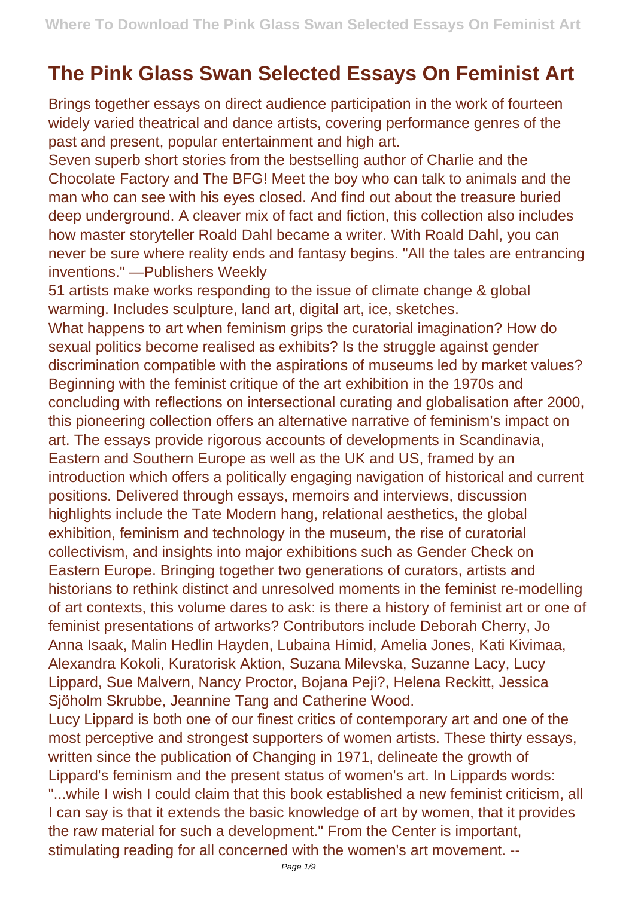# The Pink Glass Swan Selected Essays On Feminist Art

Brings together essays on direct audience participation in the work of fourteen widely varied theatrical and dance artists, covering performance genres of the past and present, popular entertainment and high art.

Seven superb short stories from the bestselling author of Charlie and the Chocolate Factory and The BFG! Meet the boy who can talk to animals and the man who can see with his eyes closed. And find out about the treasure buried deep underground. A cleaver mix of fact and fiction, this collection also includes how master storyteller Roald Dahl became a writer. With Roald Dahl, you can never be sure where reality ends and fantasy begins. "All the tales are entrancing inventions." —Publishers Weekly

51 artists make works responding to the issue of climate change & global warming. Includes sculpture, land art, digital art, ice, sketches.

What happens to art when feminism grips the curatorial imagination? How do sexual politics become realised as exhibits? Is the struggle against gender discrimination compatible with the aspirations of museums led by market values? Beginning with the feminist critique of the art exhibition in the 1970s and concluding with reflections on intersectional curating and globalisation after 2000, this pioneering collection offers an alternative narrative of feminism's impact on art. The essays provide rigorous accounts of developments in Scandinavia, Eastern and Southern Europe as well as the UK and US, framed by an introduction which offers a politically engaging navigation of historical and current positions. Delivered through essays, memoirs and interviews, discussion highlights include the Tate Modern hang, relational aesthetics, the global exhibition, feminism and technology in the museum, the rise of curatorial collectivism, and insights into major exhibitions such as Gender Check on Eastern Europe. Bringing together two generations of curators, artists and historians to rethink distinct and unresolved moments in the feminist re-modelling of art contexts, this volume dares to ask: is there a history of feminist art or one of feminist presentations of artworks? Contributors include Deborah Cherry, Jo Anna Isaak, Malin Hedlin Hayden, Lubaina Himid, Amelia Jones, Kati Kivimaa, Alexandra Kokoli, Kuratorisk Aktion, Suzana Milevska, Suzanne Lacy, Lucy Lippard, Sue Malvern, Nancy Proctor, Bojana Peji?, Helena Reckitt, Jessica Sjöholm Skrubbe, Jeannine Tang and Catherine Wood.

Lucy Lippard is both one of our finest critics of contemporary art and one of the most perceptive and strongest supporters of women artists. These thirty essays, written since the publication of Changing in 1971, delineate the growth of Lippard's feminism and the present status of women's art. In Lippards words: "...while I wish I could claim that this book established a new feminist criticism, all I can say is that it extends the basic knowledge of art by women, that it provides the raw material for such a development." From the Center is important, stimulating reading for all concerned with the women's art movement. --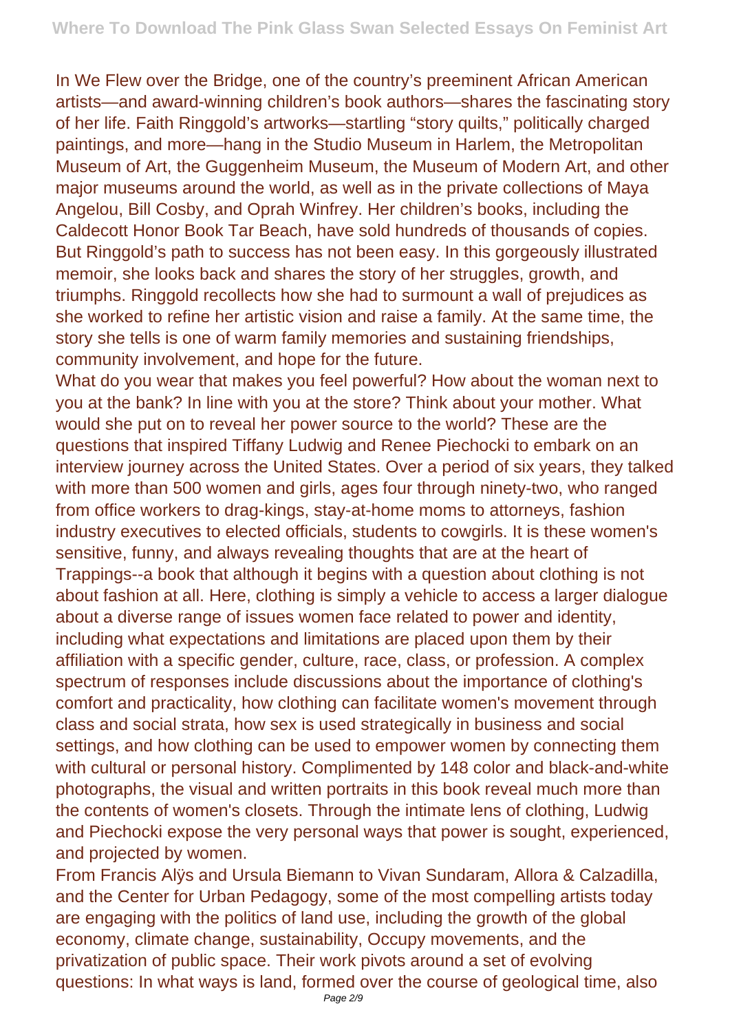In We Flew over the Bridge, one of the country's preeminent African American artists—and award-winning children's book authors—shares the fascinating story of her life. Faith Ringgold's artworks—startling "story quilts," politically charged paintings, and more—hang in the Studio Museum in Harlem, the Metropolitan Museum of Art, the Guggenheim Museum, the Museum of Modern Art, and other major museums around the world, as well as in the private collections of Maya Angelou, Bill Cosby, and Oprah Winfrey. Her children's books, including the Caldecott Honor Book Tar Beach, have sold hundreds of thousands of copies. But Ringgold's path to success has not been easy. In this gorgeously illustrated memoir, she looks back and shares the story of her struggles, growth, and triumphs. Ringgold recollects how she had to surmount a wall of prejudices as she worked to refine her artistic vision and raise a family. At the same time, the story she tells is one of warm family memories and sustaining friendships, community involvement, and hope for the future.

What do you wear that makes you feel powerful? How about the woman next to you at the bank? In line with you at the store? Think about your mother. What would she put on to reveal her power source to the world? These are the questions that inspired Tiffany Ludwig and Renee Piechocki to embark on an interview journey across the United States. Over a period of six years, they talked with more than 500 women and girls, ages four through ninety-two, who ranged from office workers to drag-kings, stay-at-home moms to attorneys, fashion industry executives to elected officials, students to cowgirls. It is these women's sensitive, funny, and always revealing thoughts that are at the heart of Trappings--a book that although it begins with a question about clothing is not about fashion at all. Here, clothing is simply a vehicle to access a larger dialogue about a diverse range of issues women face related to power and identity, including what expectations and limitations are placed upon them by their affiliation with a specific gender, culture, race, class, or profession. A complex spectrum of responses include discussions about the importance of clothing's comfort and practicality, how clothing can facilitate women's movement through class and social strata, how sex is used strategically in business and social settings, and how clothing can be used to empower women by connecting them with cultural or personal history. Complimented by 148 color and black-and-white photographs, the visual and written portraits in this book reveal much more than the contents of women's closets. Through the intimate lens of clothing, Ludwig and Piechocki expose the very personal ways that power is sought, experienced, and projected by women.

From Francis Alÿs and Ursula Biemann to Vivan Sundaram, Allora & Calzadilla, and the Center for Urban Pedagogy, some of the most compelling artists today are engaging with the politics of land use, including the growth of the global economy, climate change, sustainability, Occupy movements, and the privatization of public space. Their work pivots around a set of evolving questions: In what ways is land, formed over the course of geological time, also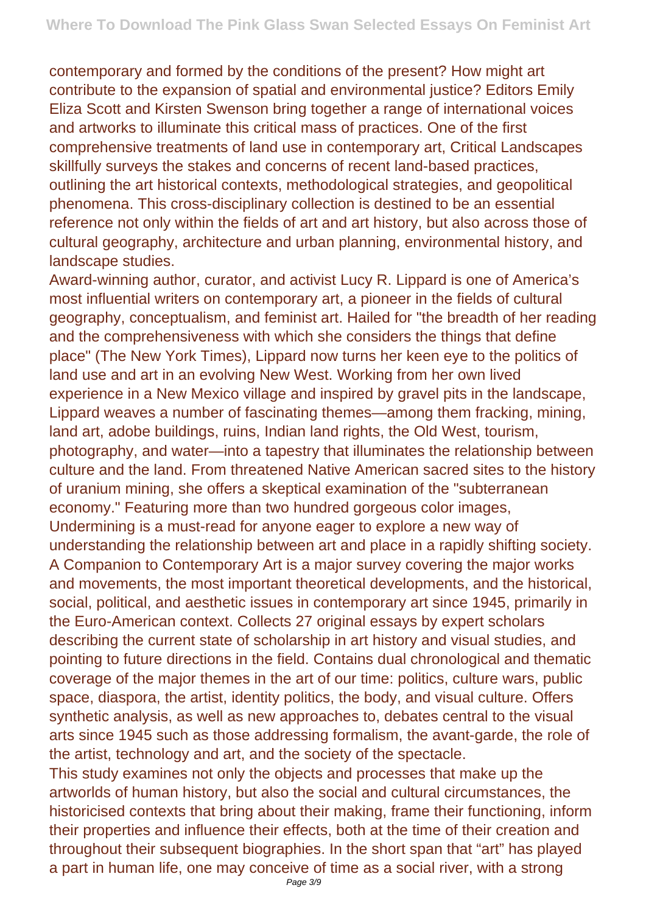contemporary and formed by the conditions of the present? How might art contribute to the expansion of spatial and environmental justice? Editors Emily Eliza Scott and Kirsten Swenson bring together a range of international voices and artworks to illuminate this critical mass of practices. One of the first comprehensive treatments of land use in contemporary art, Critical Landscapes skillfully surveys the stakes and concerns of recent land-based practices, outlining the art historical contexts, methodological strategies, and geopolitical phenomena. This cross-disciplinary collection is destined to be an essential reference not only within the fields of art and art history, but also across those of cultural geography, architecture and urban planning, environmental history, and landscape studies.

Award-winning author, curator, and activist Lucy R. Lippard is one of America's most influential writers on contemporary art, a pioneer in the fields of cultural geography, conceptualism, and feminist art. Hailed for "the breadth of her reading and the comprehensiveness with which she considers the things that define place" (The New York Times), Lippard now turns her keen eye to the politics of land use and art in an evolving New West. Working from her own lived experience in a New Mexico village and inspired by gravel pits in the landscape, Lippard weaves a number of fascinating themes—among them fracking, mining, land art, adobe buildings, ruins, Indian land rights, the Old West, tourism, photography, and water—into a tapestry that illuminates the relationship between culture and the land. From threatened Native American sacred sites to the history of uranium mining, she offers a skeptical examination of the "subterranean economy." Featuring more than two hundred gorgeous color images, Undermining is a must-read for anyone eager to explore a new way of understanding the relationship between art and place in a rapidly shifting society.

A Companion to Contemporary Art is a major survey covering the major works and movements, the most important theoretical developments, and the historical, social, political, and aesthetic issues in contemporary art since 1945, primarily in the Euro-American context. Collects 27 original essays by expert scholars describing the current state of scholarship in art history and visual studies, and pointing to future directions in the field. Contains dual chronological and thematic coverage of the major themes in the art of our time: politics, culture wars, public space, diaspora, the artist, identity politics, the body, and visual culture. Offers synthetic analysis, as well as new approaches to, debates central to the visual arts since 1945 such as those addressing formalism, the avant-garde, the role of the artist, technology and art, and the society of the spectacle.

This study examines not only the objects and processes that make up the artworlds of human history, but also the social and cultural circumstances, the historicised contexts that bring about their making, frame their functioning, inform their properties and influence their effects, both at the time of their creation and throughout their subsequent biographies. In the short span that "art" has played a part in human life, one may conceive of time as a social river, with a strong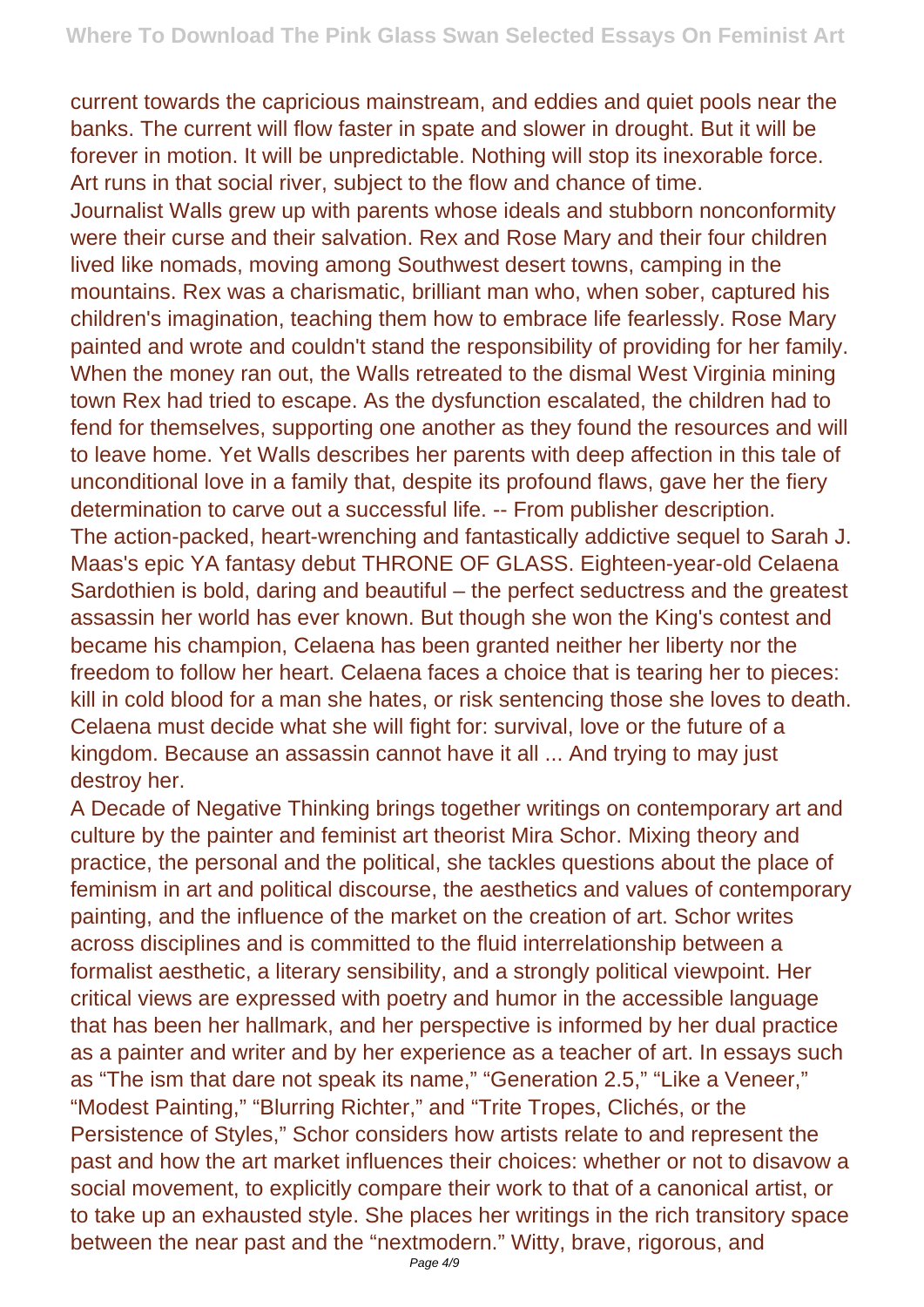current towards the capricious mainstream, and eddies and quiet pools near the banks. The current will flow faster in spate and slower in drought. But it will be forever in motion. It will be unpredictable. Nothing will stop its inexorable force. Art runs in that social river, subject to the flow and chance of time.

Journalist Walls grew up with parents whose ideals and stubborn nonconformity were their curse and their salvation. Rex and Rose Mary and their four children lived like nomads, moving among Southwest desert towns, camping in the mountains. Rex was a charismatic, brilliant man who, when sober, captured his children's imagination, teaching them how to embrace life fearlessly. Rose Mary painted and wrote and couldn't stand the responsibility of providing for her family. When the money ran out, the Walls retreated to the dismal West Virginia mining town Rex had tried to escape. As the dysfunction escalated, the children had to fend for themselves, supporting one another as they found the resources and will to leave home. Yet Walls describes her parents with deep affection in this tale of unconditional love in a family that, despite its profound flaws, gave her the fiery determination to carve out a successful life. -- From publisher description.

The action-packed, heart-wrenching and fantastically addictive sequel to Sarah J. Maas's epic YA fantasy debut THRONE OF GLASS. Eighteen-year-old Celaena Sardothien is bold, daring and beautiful – the perfect seductress and the greatest assassin her world has ever known. But though she won the King's contest and became his champion, Celaena has been granted neither her liberty nor the freedom to follow her heart. Celaena faces a choice that is tearing her to pieces: kill in cold blood for a man she hates, or risk sentencing those she loves to death. Celaena must decide what she will fight for: survival, love or the future of a kingdom. Because an assassin cannot have it all ... And trying to may just destroy her.

A Decade of Negative Thinking brings together writings on contemporary art and culture by the painter and feminist art theorist Mira Schor. Mixing theory and practice, the personal and the political, she tackles questions about the place of feminism in art and political discourse, the aesthetics and values of contemporary painting, and the influence of the market on the creation of art. Schor writes across disciplines and is committed to the fluid interrelationship between a formalist aesthetic, a literary sensibility, and a strongly political viewpoint. Her critical views are expressed with poetry and humor in the accessible language that has been her hallmark, and her perspective is informed by her dual practice as a painter and writer and by her experience as a teacher of art. In essays such as "The ism that dare not speak its name," "Generation 2.5," "Like a Veneer," "Modest Painting," "Blurring Richter," and "Trite Tropes, Clichés, or the Persistence of Styles," Schor considers how artists relate to and represent the past and how the art market influences their choices: whether or not to disavow a social movement, to explicitly compare their work to that of a canonical artist, or to take up an exhausted style. She places her writings in the rich transitory space between the near past and the "nextmodern." Witty, brave, rigorous, and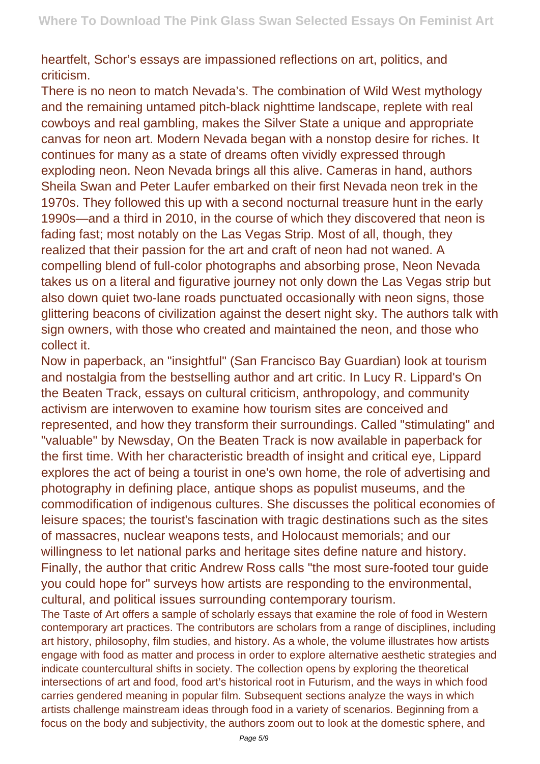heartfelt, Schor's essays are impassioned reflections on art, politics, and criticism.

There is no neon to match Nevada's. The combination of Wild West mythology and the remaining untamed pitch-black nighttime landscape, replete with real cowboys and real gambling, makes the Silver State a unique and appropriate canvas for neon art. Modern Nevada began with a nonstop desire for riches. It continues for many as a state of dreams often vividly expressed through exploding neon. Neon Nevada brings all this alive. Cameras in hand, authors Sheila Swan and Peter Laufer embarked on their first Nevada neon trek in the 1970s. They followed this up with a second nocturnal treasure hunt in the early 1990s—and a third in 2010, in the course of which they discovered that neon is fading fast; most notably on the Las Vegas Strip. Most of all, though, they realized that their passion for the art and craft of neon had not waned. A compelling blend of full-color photographs and absorbing prose, Neon Nevada takes us on a literal and figurative journey not only down the Las Vegas strip but also down quiet two-lane roads punctuated occasionally with neon signs, those glittering beacons of civilization against the desert night sky. The authors talk with sign owners, with those who created and maintained the neon, and those who collect it.

Now in paperback, an "insightful" (San Francisco Bay Guardian) look at tourism and nostalgia from the bestselling author and art critic. In Lucy R. Lippard's On the Beaten Track, essays on cultural criticism, anthropology, and community activism are interwoven to examine how tourism sites are conceived and represented, and how they transform their surroundings. Called "stimulating" and "valuable" by Newsday, On the Beaten Track is now available in paperback for the first time. With her characteristic breadth of insight and critical eye, Lippard explores the act of being a tourist in one's own home, the role of advertising and photography in defining place, antique shops as populist museums, and the commodification of indigenous cultures. She discusses the political economies of leisure spaces; the tourist's fascination with tragic destinations such as the sites of massacres, nuclear weapons tests, and Holocaust memorials; and our willingness to let national parks and heritage sites define nature and history. Finally, the author that critic Andrew Ross calls "the most sure-footed tour guide you could hope for" surveys how artists are responding to the environmental, cultural, and political issues surrounding contemporary tourism.

The Taste of Art offers a sample of scholarly essays that examine the role of food in Western contemporary art practices. The contributors are scholars from a range of disciplines, including art history, philosophy, film studies, and history. As a whole, the volume illustrates how artists engage with food as matter and process in order to explore alternative aesthetic strategies and indicate countercultural shifts in society. The collection opens by exploring the theoretical intersections of art and food, food art's historical root in Futurism, and the ways in which food carries gendered meaning in popular film. Subsequent sections analyze the ways in which artists challenge mainstream ideas through food in a variety of scenarios. Beginning from a focus on the body and subjectivity, the authors zoom out to look at the domestic sphere, and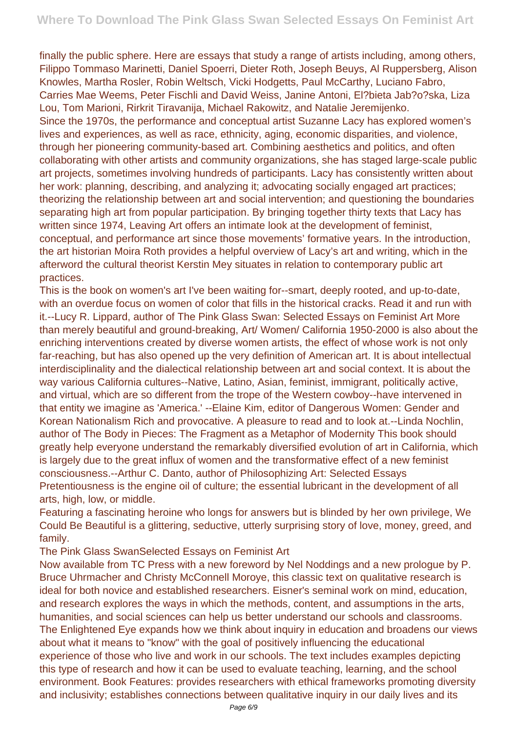finally the public sphere. Here are essays that study a range of artists including, among others, Filippo Tommaso Marinetti, Daniel Spoerri, Dieter Roth, Joseph Beuys, Al Ruppersberg, Alison Knowles, Martha Rosler, Robin Weltsch, Vicki Hodgetts, Paul McCarthy, Luciano Fabro, Carries Mae Weems, Peter Fischli and David Weiss, Janine Antoni, El?bieta Jab?o?ska, Liza Lou, Tom Marioni, Rirkrit Tiravanija, Michael Rakowitz, and Natalie Jeremijenko.

Since the 1970s, the performance and conceptual artist Suzanne Lacy has explored women's lives and experiences, as well as race, ethnicity, aging, economic disparities, and violence, through her pioneering community-based art. Combining aesthetics and politics, and often collaborating with other artists and community organizations, she has staged large-scale public art projects, sometimes involving hundreds of participants. Lacy has consistently written about her work: planning, describing, and analyzing it; advocating socially engaged art practices; theorizing the relationship between art and social intervention; and questioning the boundaries separating high art from popular participation. By bringing together thirty texts that Lacy has written since 1974, Leaving Art offers an intimate look at the development of feminist, conceptual, and performance art since those movements' formative years. In the introduction, the art historian Moira Roth provides a helpful overview of Lacy's art and writing, which in the afterword the cultural theorist Kerstin Mey situates in relation to contemporary public art practices.

This is the book on women's art I've been waiting for--smart, deeply rooted, and up-to-date, with an overdue focus on women of color that fills in the historical cracks. Read it and run with it.--Lucy R. Lippard, author of The Pink Glass Swan: Selected Essays on Feminist Art More than merely beautiful and ground-breaking, Art/ Women/ California 1950-2000 is also about the enriching interventions created by diverse women artists, the effect of whose work is not only far-reaching, but has also opened up the very definition of American art. It is about intellectual interdisciplinality and the dialectical relationship between art and social context. It is about the way various California cultures--Native, Latino, Asian, feminist, immigrant, politically active, and virtual, which are so different from the trope of the Western cowboy--have intervened in that entity we imagine as 'America.' --Elaine Kim, editor of Dangerous Women: Gender and Korean Nationalism Rich and provocative. A pleasure to read and to look at.--Linda Nochlin, author of The Body in Pieces: The Fragment as a Metaphor of Modernity This book should greatly help everyone understand the remarkably diversified evolution of art in California, which is largely due to the great influx of women and the transformative effect of a new feminist consciousness.--Arthur C. Danto, author of Philosophizing Art: Selected Essays

Pretentiousness is the engine oil of culture; the essential lubricant in the development of all arts, high, low, or middle.

Featuring a fascinating heroine who longs for answers but is blinded by her own privilege, We Could Be Beautiful is a glittering, seductive, utterly surprising story of love, money, greed, and family.

The Pink Glass SwanSelected Essays on Feminist Art

Now available from TC Press with a new foreword by Nel Noddings and a new prologue by P. Bruce Uhrmacher and Christy McConnell Moroye, this classic text on qualitative research is ideal for both novice and established researchers. Eisner's seminal work on mind, education, and research explores the ways in which the methods, content, and assumptions in the arts, humanities, and social sciences can help us better understand our schools and classrooms. The Enlightened Eye expands how we think about inquiry in education and broadens our views about what it means to "know" with the goal of positively influencing the educational experience of those who live and work in our schools. The text includes examples depicting this type of research and how it can be used to evaluate teaching, learning, and the school environment. Book Features: provides researchers with ethical frameworks promoting diversity and inclusivity; establishes connections between qualitative inquiry in our daily lives and its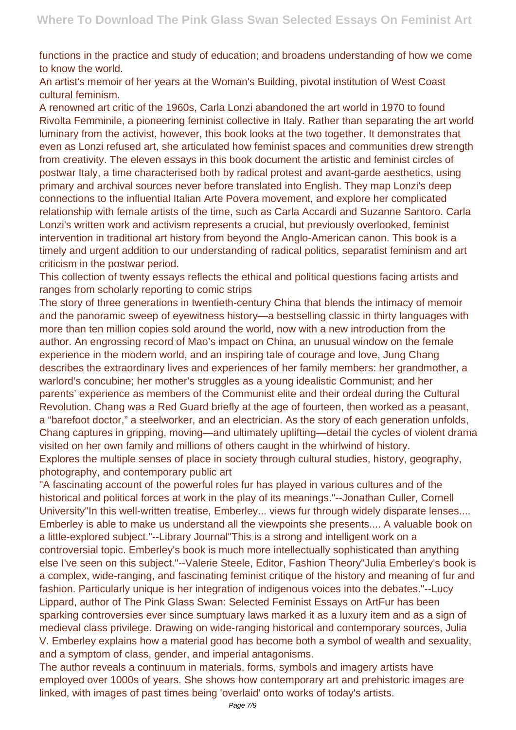functions in the practice and study of education; and broadens understanding of how we come to know the world.

An artist's memoir of her years at the Woman's Building, pivotal institution of West Coast cultural feminism.

A renowned art critic of the 1960s, Carla Lonzi abandoned the art world in 1970 to found Rivolta Femminile, a pioneering feminist collective in Italy. Rather than separating the art world luminary from the activist, however, this book looks at the two together. It demonstrates that even as Lonzi refused art, she articulated how feminist spaces and communities drew strength from creativity. The eleven essays in this book document the artistic and feminist circles of postwar Italy, a time characterised both by radical protest and avant-garde aesthetics, using primary and archival sources never before translated into English. They map Lonzi's deep connections to the influential Italian Arte Povera movement, and explore her complicated relationship with female artists of the time, such as Carla Accardi and Suzanne Santoro. Carla Lonzi's written work and activism represents a crucial, but previously overlooked, feminist intervention in traditional art history from beyond the Anglo-American canon. This book is a timely and urgent addition to our understanding of radical politics, separatist feminism and art criticism in the postwar period.

This collection of twenty essays reflects the ethical and political questions facing artists and ranges from scholarly reporting to comic strips

The story of three generations in twentieth-century China that blends the intimacy of memoir and the panoramic sweep of eyewitness history—a bestselling classic in thirty languages with more than ten million copies sold around the world, now with a new introduction from the author. An engrossing record of Mao's impact on China, an unusual window on the female experience in the modern world, and an inspiring tale of courage and love, Jung Chang describes the extraordinary lives and experiences of her family members: her grandmother, a warlord's concubine; her mother's struggles as a young idealistic Communist; and her parents' experience as members of the Communist elite and their ordeal during the Cultural Revolution. Chang was a Red Guard briefly at the age of fourteen, then worked as a peasant, a "barefoot doctor," a steelworker, and an electrician. As the story of each generation unfolds, Chang captures in gripping, moving—and ultimately uplifting—detail the cycles of violent drama visited on her own family and millions of others caught in the whirlwind of history.

Explores the multiple senses of place in society through cultural studies, history, geography, photography, and contemporary public art

"A fascinating account of the powerful roles fur has played in various cultures and of the historical and political forces at work in the play of its meanings."--Jonathan Culler, Cornell University"In this well-written treatise, Emberley... views fur through widely disparate lenses.... Emberley is able to make us understand all the viewpoints she presents.... A valuable book on a little-explored subject."--Library Journal"This is a strong and intelligent work on a controversial topic. Emberley's book is much more intellectually sophisticated than anything else I've seen on this subject."--Valerie Steele, Editor, Fashion Theory"Julia Emberley's book is a complex, wide-ranging, and fascinating feminist critique of the history and meaning of fur and fashion. Particularly unique is her integration of indigenous voices into the debates."--Lucy Lippard, author of The Pink Glass Swan: Selected Feminist Essays on ArtFur has been sparking controversies ever since sumptuary laws marked it as a luxury item and as a sign of medieval class privilege. Drawing on wide-ranging historical and contemporary sources, Julia V. Emberley explains how a material good has become both a symbol of wealth and sexuality, and a symptom of class, gender, and imperial antagonisms.

The author reveals a continuum in materials, forms, symbols and imagery artists have employed over 1000s of years. She shows how contemporary art and prehistoric images are linked, with images of past times being 'overlaid' onto works of today's artists.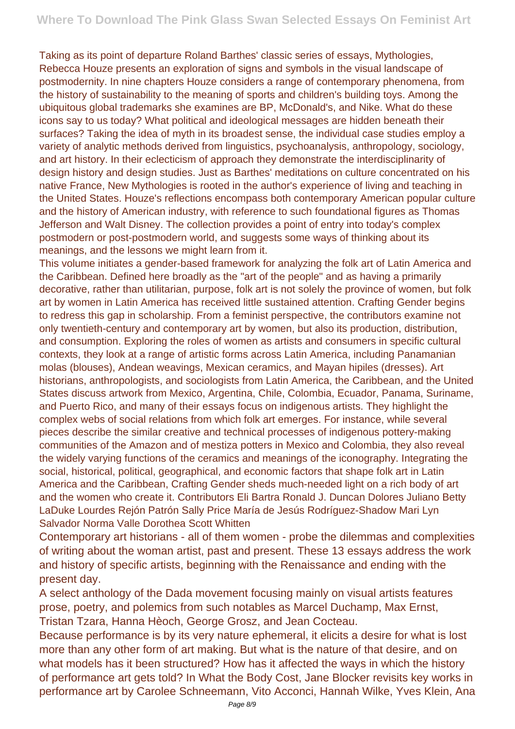Taking as its point of departure Roland Barthes' classic series of essays, Mythologies, Rebecca Houze presents an exploration of signs and symbols in the visual landscape of postmodernity. In nine chapters Houze considers a range of contemporary phenomena, from the history of sustainability to the meaning of sports and children's building toys. Among the ubiquitous global trademarks she examines are BP, McDonald's, and Nike. What do these icons say to us today? What political and ideological messages are hidden beneath their surfaces? Taking the idea of myth in its broadest sense, the individual case studies employ a variety of analytic methods derived from linguistics, psychoanalysis, anthropology, sociology, and art history. In their eclecticism of approach they demonstrate the interdisciplinarity of design history and design studies. Just as Barthes' meditations on culture concentrated on his native France, New Mythologies is rooted in the author's experience of living and teaching in the United States. Houze's reflections encompass both contemporary American popular culture and the history of American industry, with reference to such foundational figures as Thomas Jefferson and Walt Disney. The collection provides a point of entry into today's complex postmodern or post-postmodern world, and suggests some ways of thinking about its meanings, and the lessons we might learn from it.

This volume initiates a gender-based framework for analyzing the folk art of Latin America and the Caribbean. Defined here broadly as the "art of the people" and as having a primarily decorative, rather than utilitarian, purpose, folk art is not solely the province of women, but folk art by women in Latin America has received little sustained attention. Crafting Gender begins to redress this gap in scholarship. From a feminist perspective, the contributors examine not only twentieth-century and contemporary art by women, but also its production, distribution, and consumption. Exploring the roles of women as artists and consumers in specific cultural contexts, they look at a range of artistic forms across Latin America, including Panamanian molas (blouses), Andean weavings, Mexican ceramics, and Mayan hipiles (dresses). Art historians, anthropologists, and sociologists from Latin America, the Caribbean, and the United States discuss artwork from Mexico, Argentina, Chile, Colombia, Ecuador, Panama, Suriname, and Puerto Rico, and many of their essays focus on indigenous artists. They highlight the complex webs of social relations from which folk art emerges. For instance, while several pieces describe the similar creative and technical processes of indigenous pottery-making communities of the Amazon and of mestiza potters in Mexico and Colombia, they also reveal the widely varying functions of the ceramics and meanings of the iconography. Integrating the social, historical, political, geographical, and economic factors that shape folk art in Latin America and the Caribbean, Crafting Gender sheds much-needed light on a rich body of art and the women who create it. Contributors Eli Bartra Ronald J. Duncan Dolores Juliano Betty LaDuke Lourdes Rejón Patrón Sally Price María de Jesús Rodríguez-Shadow Mari Lyn Salvador Norma Valle Dorothea Scott Whitten

Contemporary art historians - all of them women - probe the dilemmas and complexities of writing about the woman artist, past and present. These 13 essays address the work and history of specific artists, beginning with the Renaissance and ending with the present day.

A select anthology of the Dada movement focusing mainly on visual artists features prose, poetry, and polemics from such notables as Marcel Duchamp, Max Ernst, Tristan Tzara, Hanna Hèoch, George Grosz, and Jean Cocteau.

Because performance is by its very nature ephemeral, it elicits a desire for what is lost more than any other form of art making. But what is the nature of that desire, and on what models has it been structured? How has it affected the ways in which the history of performance art gets told? In What the Body Cost, Jane Blocker revisits key works in performance art by Carolee Schneemann, Vito Acconci, Hannah Wilke, Yves Klein, Ana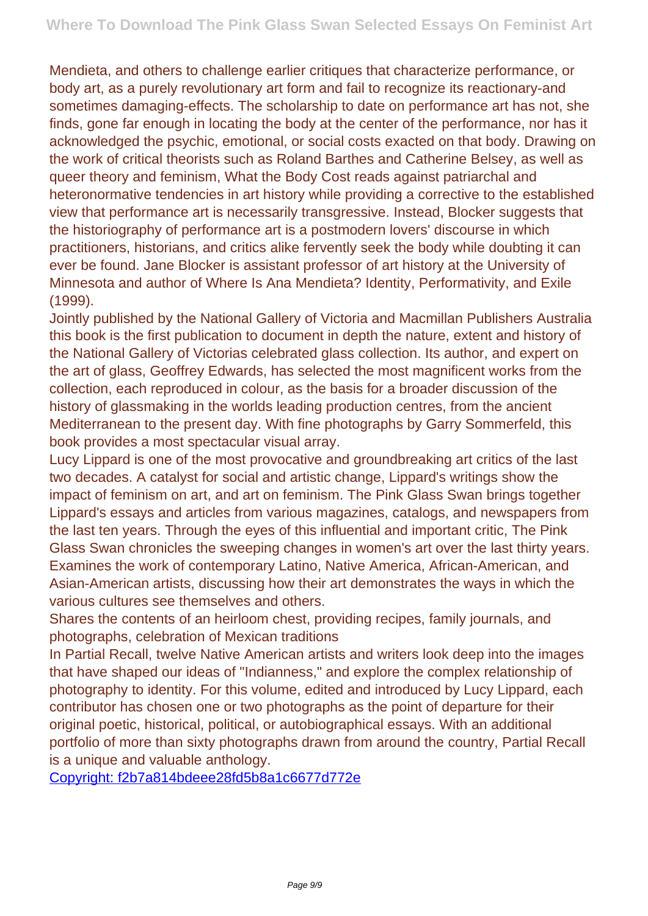Mendieta, and others to challenge earlier critiques that characterize performance, or body art, as a purely revolutionary art form and fail to recognize its reactionary-and sometimes damaging-effects. The scholarship to date on performance art has not, she finds, gone far enough in locating the body at the center of the performance, nor has it acknowledged the psychic, emotional, or social costs exacted on that body. Drawing on the work of critical theorists such as Roland Barthes and Catherine Belsey, as well as queer theory and feminism, What the Body Cost reads against patriarchal and heteronormative tendencies in art history while providing a corrective to the established view that performance art is necessarily transgressive. Instead, Blocker suggests that the historiography of performance art is a postmodern lovers' discourse in which practitioners, historians, and critics alike fervently seek the body while doubting it can ever be found. Jane Blocker is assistant professor of art history at the University of Minnesota and author of Where Is Ana Mendieta? Identity, Performativity, and Exile (1999).

Jointly published by the National Gallery of Victoria and Macmillan Publishers Australia this book is the first publication to document in depth the nature, extent and history of the National Gallery of Victorias celebrated glass collection. Its author, and expert on the art of glass, Geoffrey Edwards, has selected the most magnificent works from the collection, each reproduced in colour, as the basis for a broader discussion of the history of glassmaking in the worlds leading production centres, from the ancient Mediterranean to the present day. With fine photographs by Garry Sommerfeld, this book provides a most spectacular visual array.

Lucy Lippard is one of the most provocative and groundbreaking art critics of the last two decades. A catalyst for social and artistic change, Lippard's writings show the impact of feminism on art, and art on feminism. The Pink Glass Swan brings together Lippard's essays and articles from various magazines, catalogs, and newspapers from the last ten years. Through the eyes of this influential and important critic, The Pink Glass Swan chronicles the sweeping changes in women's art over the last thirty years.

Examines the work of contemporary Latino, Native America, African-American, and Asian-American artists, discussing how their art demonstrates the ways in which the various cultures see themselves and others.

Shares the contents of an heirloom chest, providing recipes, family journals, and photographs, celebration of Mexican traditions

In Partial Recall, twelve Native American artists and writers look deep into the images that have shaped our ideas of "Indianness," and explore the complex relationship of photography to identity. For this volume, edited and introduced by Lucy Lippard, each contributor has chosen one or two photographs as the point of departure for their original poetic, historical, political, or autobiographical essays. With an additional portfolio of more than sixty photographs drawn from around the country, Partial Recall is a unique and valuable anthology.

Copyright: f2b7a814bdeee28fd5b8a1c6677d772e